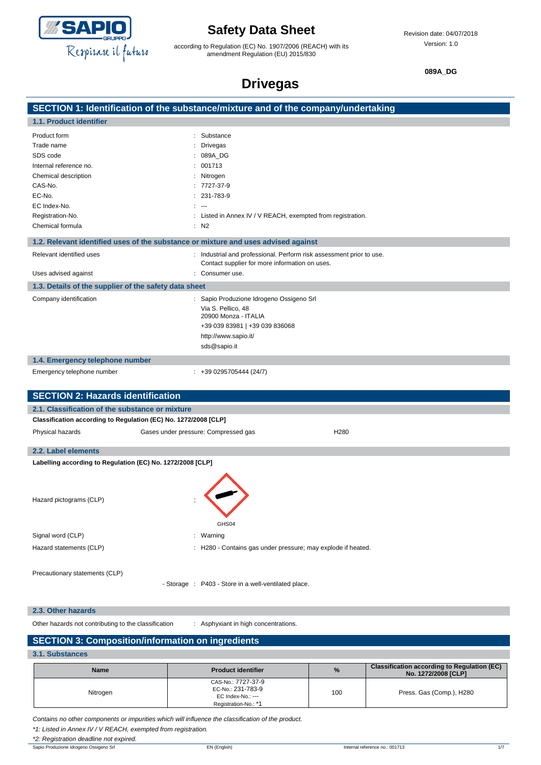# Safety Data Sheet

according to Regulation (EC) No. 1907/2006 (REACH) with its amendment Regulation (EU) 2015/830

Revision date: 04/07/2018
Version: 1.0

**089A_DG**

# Drivegas

## SECTION 1: Identification of the substance/mixture and of the company/undertaking

### 1.1. Product identifier

| | |
|---|---|
| Product form | : Substance |
| Trade name | : Drivegas |
| SDS code | : 089A_DG |
| Internal reference no. | : 001713 |
| Chemical description | : Nitrogen |
| CAS-No. | : 7727-37-9 |
| EC-No. | : 231-783-9 |
| EC Index-No. | : --- |
| Registration-No. | : Listed in Annex IV / V REACH, exempted from registration. |
| Chemical formula | : $N_2$ |

### 1.2. Relevant identified uses of the substance or mixture and uses advised against

| | |
|---|---|
| Relevant identified uses | : Industrial and professional. Perform risk assessment prior to use. Contact supplier for more information on uses. |
| Uses advised against | : Consumer use. |

### 1.3. Details of the supplier of the safety data sheet

Company identification : Sapio Produzione Idrogeno Ossigeno Srl
Via S. Pellico, 48
20900 Monza - ITALIA
+39 039 83981 | +39 039 836068
http://www.sapio.it/
sds@sapio.it

### 1.4. Emergency telephone number

Emergency telephone number : +39 0295705444 (24/7)

## SECTION 2: Hazards identification

### 2.1. Classification of the substance or mixture

**Classification according to Regulation (EC) No. 1272/2008 [CLP]**

| | | |
|---|---|---|
| Physical hazards | Gases under pressure: Compressed gas | H280 |

### 2.2. Label elements

**Labelling according to Regulation (EC) No. 1272/2008 [CLP]**

Hazard pictograms (CLP) :

GHS04

| | |
|---|---|
| Signal word (CLP) | : Warning |
| Hazard statements (CLP) | : H280 - Contains gas under pressure; may explode if heated. |

Precautionary statements (CLP)

- Storage : P403 - Store in a well-ventilated place.

### 2.3. Other hazards

Other hazards not contributing to the classification : Asphyxiant in high concentrations.

## SECTION 3: Composition/information on ingredients

### 3.1. Substances

| Name | Product identifier | % | Classification according to Regulation (EC) No. 1272/2008 [CLP] |
|---|---|---|---|
| Nitrogen | CAS-No.: 7727-37-9<br>EC-No.: 231-783-9<br>EC Index-No.: ---<br>Registration-No.: *1 | 100 | Press. Gas (Comp.), H280 |

*Contains no other components or impurities which will influence the classification of the product.*

*\*1: Listed in Annex IV / V REACH, exempted from registration.*

*\*2: Registration deadline not expired.*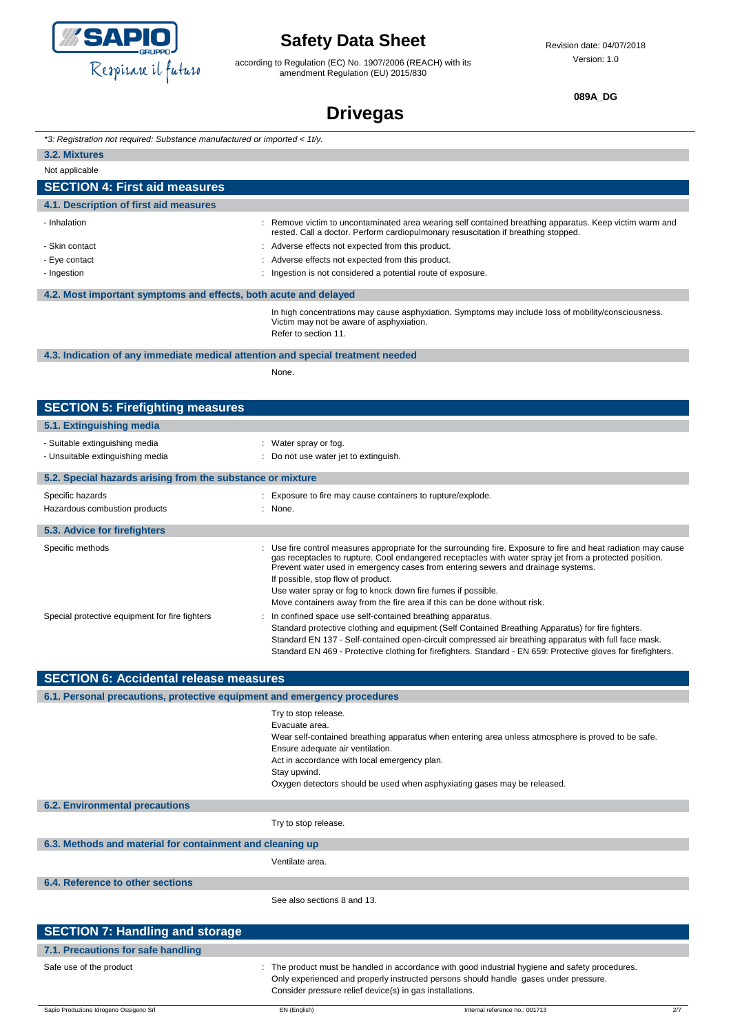*\*3: Registration not required: Substance manufactured or imported < 1t/y.*

### 3.2. Mixtures

Not applicable

## SECTION 4: First aid measures

### 4.1. Description of first aid measures

| | |
|---|---|
| - Inhalation | : Remove victim to uncontaminated area wearing self contained breathing apparatus. Keep victim warm and rested. Call a doctor. Perform cardiopulmonary resuscitation if breathing stopped. |
| - Skin contact | : Adverse effects not expected from this product. |
| - Eye contact | : Adverse effects not expected from this product. |
| - Ingestion | : Ingestion is not considered a potential route of exposure. |

### 4.2. Most important symptoms and effects, both acute and delayed

In high concentrations may cause asphyxiation. Symptoms may include loss of mobility/consciousness. Victim may not be aware of asphyxiation.
Refer to section 11.

### 4.3. Indication of any immediate medical attention and special treatment needed

None.

## SECTION 5: Firefighting measures

### 5.1. Extinguishing media

| | |
|---|---|
| - Suitable extinguishing media | : Water spray or fog. |
| - Unsuitable extinguishing media | : Do not use water jet to extinguish. |

### 5.2. Special hazards arising from the substance or mixture

| | |
|---|---|
| Specific hazards | : Exposure to fire may cause containers to rupture/explode. |
| Hazardous combustion products | : None. |

### 5.3. Advice for firefighters

| | |
|---|---|
| Specific methods | : Use fire control measures appropriate for the surrounding fire. Exposure to fire and heat radiation may cause gas receptacles to rupture. Cool endangered receptacles with water spray jet from a protected position. Prevent water used in emergency cases from entering sewers and drainage systems.<br>If possible, stop flow of product.<br>Use water spray or fog to knock down fire fumes if possible.<br>Move containers away from the fire area if this can be done without risk. |
| Special protective equipment for fire fighters | : In confined space use self-contained breathing apparatus.<br>Standard protective clothing and equipment (Self Contained Breathing Apparatus) for fire fighters.<br>Standard EN 137 - Self-contained open-circuit compressed air breathing apparatus with full face mask.<br>Standard EN 469 - Protective clothing for firefighters. Standard - EN 659: Protective gloves for firefighters. |

## SECTION 6: Accidental release measures

### 6.1. Personal precautions, protective equipment and emergency procedures

Try to stop release.
Evacuate area.
Wear self-contained breathing apparatus when entering area unless atmosphere is proved to be safe.
Ensure adequate air ventilation.
Act in accordance with local emergency plan.
Stay upwind.
Oxygen detectors should be used when asphyxiating gases may be released.

### 6.2. Environmental precautions

Try to stop release.

### 6.3. Methods and material for containment and cleaning up

Ventilate area.

### 6.4. Reference to other sections

See also sections 8 and 13.

## SECTION 7: Handling and storage

### 7.1. Precautions for safe handling

| | |
|---|---|
| Safe use of the product | : The product must be handled in accordance with good industrial hygiene and safety procedures.<br>Only experienced and properly instructed persons should handle gases under pressure.<br>Consider pressure relief device(s) in gas installations. |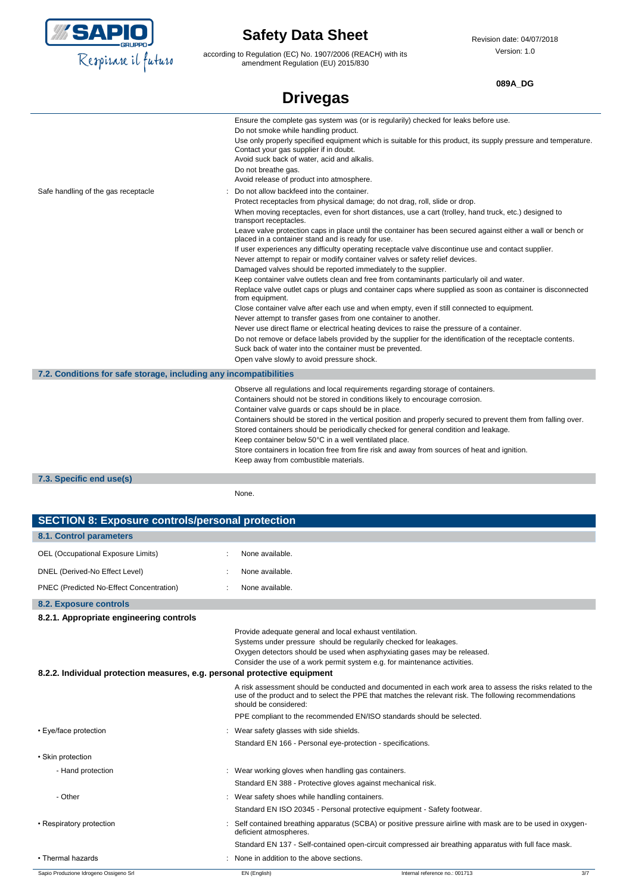Ensure the complete gas system was (or is regularily) checked for leaks before use.
Do not smoke while handling product.
Use only properly specified equipment which is suitable for this product, its supply pressure and temperature. Contact your gas supplier if in doubt.
Avoid suck back of water, acid and alkalis.
Do not breathe gas.
Avoid release of product into atmosphere.

Safe handling of the gas receptacle : Do not allow backfeed into the container.
Protect receptacles from physical damage; do not drag, roll, slide or drop.
When moving receptacles, even for short distances, use a cart (trolley, hand truck, etc.) designed to transport receptacles.
Leave valve protection caps in place until the container has been secured against either a wall or bench or placed in a container stand and is ready for use.
If user experiences any difficulty operating receptacle valve discontinue use and contact supplier.
Never attempt to repair or modify container valves or safety relief devices.
Damaged valves should be reported immediately to the supplier.
Keep container valve outlets clean and free from contaminants particularly oil and water.
Replace valve outlet caps or plugs and container caps where supplied as soon as container is disconnected from equipment.
Close container valve after each use and when empty, even if still connected to equipment.
Never attempt to transfer gases from one container to another.
Never use direct flame or electrical heating devices to raise the pressure of a container.
Do not remove or deface labels provided by the supplier for the identification of the receptacle contents.
Suck back of water into the container must be prevented.
Open valve slowly to avoid pressure shock.

### 7.2. Conditions for safe storage, including any incompatibilities

Observe all regulations and local requirements regarding storage of containers.
Containers should not be stored in conditions likely to encourage corrosion.
Container valve guards or caps should be in place.
Containers should be stored in the vertical position and properly secured to prevent them from falling over.
Stored containers should be periodically checked for general condition and leakage.
Keep container below 50°C in a well ventilated place.
Store containers in location free from fire risk and away from sources of heat and ignition.
Keep away from combustible materials.

### 7.3. Specific end use(s)

None.

## SECTION 8: Exposure controls/personal protection

### 8.1. Control parameters

OEL (Occupational Exposure Limits) : None available.

DNEL (Derived-No Effect Level) : None available.

PNEC (Predicted No-Effect Concentration) : None available.

### 8.2. Exposure controls

#### 8.2.1. Appropriate engineering controls

Provide adequate general and local exhaust ventilation.
Systems under pressure should be regularily checked for leakages.
Oxygen detectors should be used when asphyxiating gases may be released.
Consider the use of a work permit system e.g. for maintenance activities.

#### 8.2.2. Individual protection measures, e.g. personal protective equipment

A risk assessment should be conducted and documented in each work area to assess the risks related to the use of the product and to select the PPE that matches the relevant risk. The following recommendations should be considered:

PPE compliant to the recommended EN/ISO standards should be selected.

• Eye/face protection : Wear safety glasses with side shields.
Standard EN 166 - Personal eye-protection - specifications.

• Skin protection

- Hand protection : Wear working gloves when handling gas containers.
Standard EN 388 - Protective gloves against mechanical risk.

- Other : Wear safety shoes while handling containers.
Standard EN ISO 20345 - Personal protective equipment - Safety footwear.

• Respiratory protection : Self contained breathing apparatus (SCBA) or positive pressure airline with mask are to be used in oxygen-deficient atmospheres.
Standard EN 137 - Self-contained open-circuit compressed air breathing apparatus with full face mask.

• Thermal hazards : None in addition to the above sections.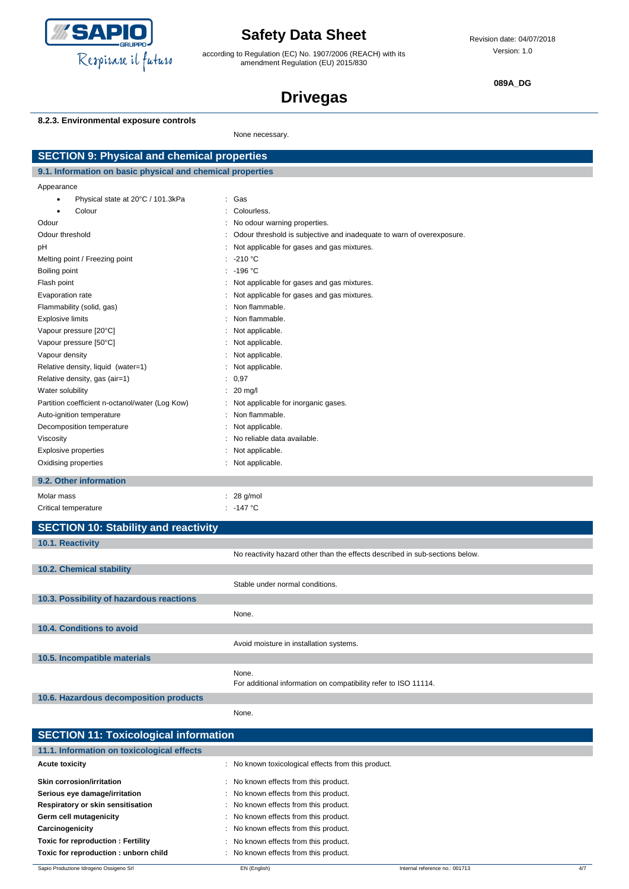#### 8.2.3. Environmental exposure controls

None necessary.

## SECTION 9: Physical and chemical properties

### 9.1. Information on basic physical and chemical properties

| Property | Value |
|---|---|
| Appearance | |
| • Physical state at 20°C / 101.3kPa | : Gas |
| • Colour | : Colourless. |
| Odour | : No odour warning properties. |
| Odour threshold | : Odour threshold is subjective and inadequate to warn of overexposure. |
| pH | : Not applicable for gases and gas mixtures. |
| Melting point / Freezing point | : -210 °C |
| Boiling point | : -196 °C |
| Flash point | : Not applicable for gases and gas mixtures. |
| Evaporation rate | : Not applicable for gases and gas mixtures. |
| Flammability (solid, gas) | : Non flammable. |
| Explosive limits | : Non flammable. |
| Vapour pressure [20°C] | : Not applicable. |
| Vapour pressure [50°C] | : Not applicable. |
| Vapour density | : Not applicable. |
| Relative density, liquid (water=1) | : Not applicable. |
| Relative density, gas (air=1) | : 0,97 |
| Water solubility | : 20 mg/l |
| Partition coefficient n-octanol/water (Log Kow) | : Not applicable for inorganic gases. |
| Auto-ignition temperature | : Non flammable. |
| Decomposition temperature | : Not applicable. |
| Viscosity | : No reliable data available. |
| Explosive properties | : Not applicable. |
| Oxidising properties | : Not applicable. |

### 9.2. Other information

| Property | Value |
|---|---|
| Molar mass | : 28 g/mol |
| Critical temperature | : -147 °C |

## SECTION 10: Stability and reactivity

### 10.1. Reactivity

No reactivity hazard other than the effects described in sub-sections below.

### 10.2. Chemical stability

Stable under normal conditions.

### 10.3. Possibility of hazardous reactions

None.

### 10.4. Conditions to avoid

Avoid moisture in installation systems.

### 10.5. Incompatible materials

None.
For additional information on compatibility refer to ISO 11114.

### 10.6. Hazardous decomposition products

None.

## SECTION 11: Toxicological information

### 11.1. Information on toxicological effects

| Effect | Information |
|---|---|
| **Acute toxicity** | : No known toxicological effects from this product. |
| **Skin corrosion/irritation** | : No known effects from this product. |
| **Serious eye damage/irritation** | : No known effects from this product. |
| **Respiratory or skin sensitisation** | : No known effects from this product. |
| **Germ cell mutagenicity** | : No known effects from this product. |
| **Carcinogenicity** | : No known effects from this product. |
| **Toxic for reproduction : Fertility** | : No known effects from this product. |
| **Toxic for reproduction : unborn child** | : No known effects from this product. |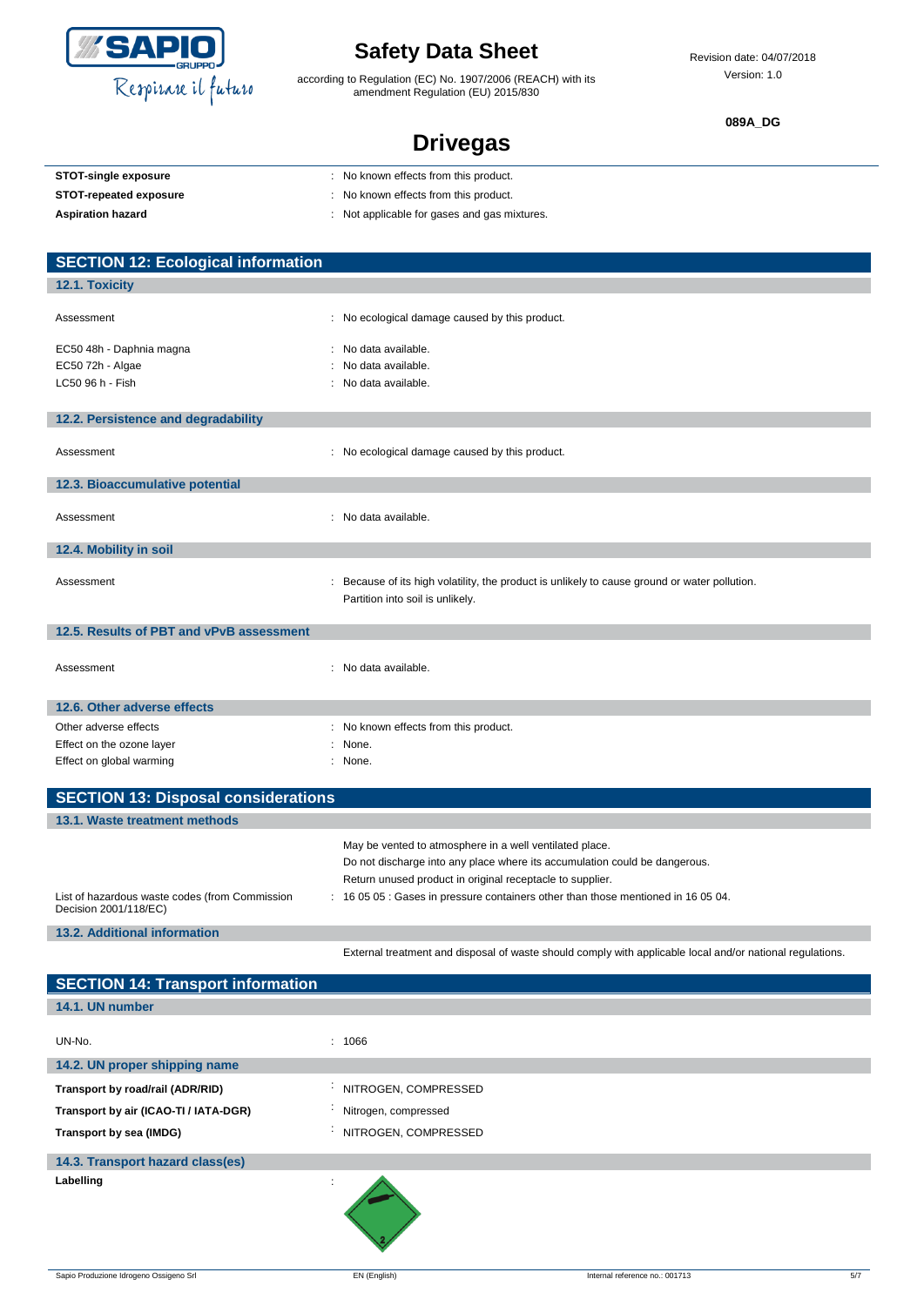# Drivegas

| | |
|---|---|
| **STOT-single exposure** | : No known effects from this product. |
| **STOT-repeated exposure** | : No known effects from this product. |
| **Aspiration hazard** | : Not applicable for gases and gas mixtures. |

## SECTION 12: Ecological information

### 12.1. Toxicity

| | |
|---|---|
| Assessment | : No ecological damage caused by this product. |
| EC50 48h - Daphnia magna | : No data available. |
| EC50 72h - Algae | : No data available. |
| LC50 96 h - Fish | : No data available. |

### 12.2. Persistence and degradability

| | |
|---|---|
| Assessment | : No ecological damage caused by this product. |

### 12.3. Bioaccumulative potential

| | |
|---|---|
| Assessment | : No data available. |

### 12.4. Mobility in soil

| | |
|---|---|
| Assessment | : Because of its high volatility, the product is unlikely to cause ground or water pollution. Partition into soil is unlikely. |

### 12.5. Results of PBT and vPvB assessment

| | |
|---|---|
| Assessment | : No data available. |

### 12.6. Other adverse effects

| | |
|---|---|
| Other adverse effects | : No known effects from this product. |
| Effect on the ozone layer | : None. |
| Effect on global warming | : None. |

## SECTION 13: Disposal considerations

### 13.1. Waste treatment methods

May be vented to atmosphere in a well ventilated place.
Do not discharge into any place where its accumulation could be dangerous.
Return unused product in original receptacle to supplier.

| | |
|---|---|
| List of hazardous waste codes (from Commission Decision 2001/118/EC) | : 16 05 05 : Gases in pressure containers other than those mentioned in 16 05 04. |

### 13.2. Additional information

External treatment and disposal of waste should comply with applicable local and/or national regulations.

## SECTION 14: Transport information

### 14.1. UN number

| | |
|---|---|
| UN-No. | : 1066 |

### 14.2. UN proper shipping name

| | |
|---|---|
| **Transport by road/rail (ADR/RID)** | : NITROGEN, COMPRESSED |
| **Transport by air (ICAO-TI / IATA-DGR)** | : Nitrogen, compressed |
| **Transport by sea (IMDG)** | : NITROGEN, COMPRESSED |

### 14.3. Transport hazard class(es)

**Labelling** :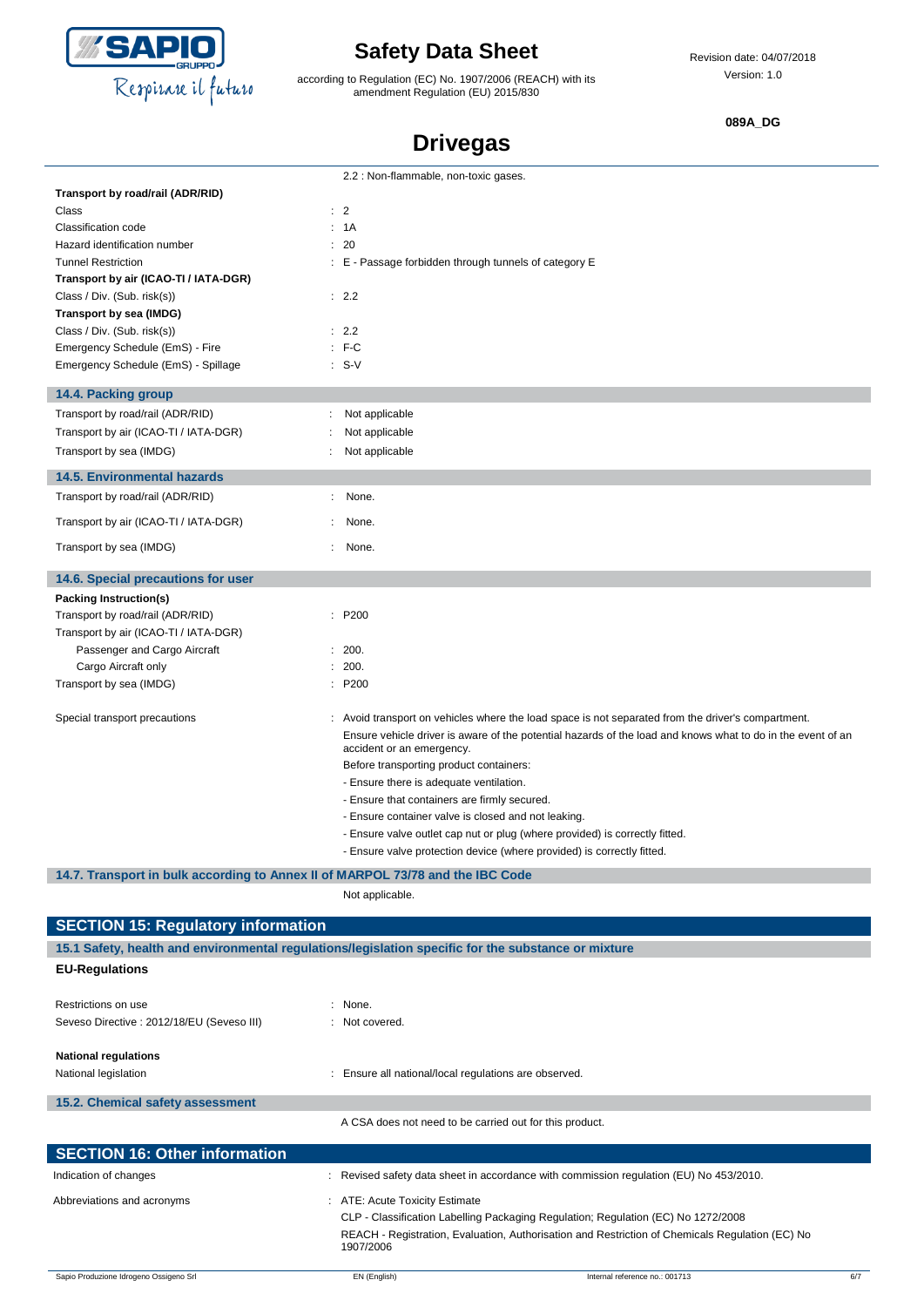| | |
|---|---|
| | 2.2 : Non-flammable, non-toxic gases. |
| **Transport by road/rail (ADR/RID)** | |
| Class | : 2 |
| Classification code | : 1A |
| Hazard identification number | : 20 |
| Tunnel Restriction | : E - Passage forbidden through tunnels of category E |
| **Transport by air (ICAO-TI / IATA-DGR)** | |
| Class / Div. (Sub. risk(s)) | : 2.2 |
| **Transport by sea (IMDG)** | |
| Class / Div. (Sub. risk(s)) | : 2.2 |
| Emergency Schedule (EmS) - Fire | : F-C |
| Emergency Schedule (EmS) - Spillage | : S-V |

### 14.4. Packing group

| | |
|---|---|
| Transport by road/rail (ADR/RID) | : Not applicable |
| Transport by air (ICAO-TI / IATA-DGR) | : Not applicable |
| Transport by sea (IMDG) | : Not applicable |

### 14.5. Environmental hazards

| | |
|---|---|
| Transport by road/rail (ADR/RID) | : None. |
| Transport by air (ICAO-TI / IATA-DGR) | : None. |
| Transport by sea (IMDG) | : None. |

### 14.6. Special precautions for user

| | |
|---|---|
| **Packing Instruction(s)** | |
| Transport by road/rail (ADR/RID) | : P200 |
| Transport by air (ICAO-TI / IATA-DGR) | |
| Passenger and Cargo Aircraft | : 200. |
| Cargo Aircraft only | : 200. |
| Transport by sea (IMDG) | : P200 |

Special transport precautions : Avoid transport on vehicles where the load space is not separated from the driver's compartment.
Ensure vehicle driver is aware of the potential hazards of the load and knows what to do in the event of an accident or an emergency.
Before transporting product containers:
- Ensure there is adequate ventilation.
- Ensure that containers are firmly secured.
- Ensure container valve is closed and not leaking.
- Ensure valve outlet cap nut or plug (where provided) is correctly fitted.
- Ensure valve protection device (where provided) is correctly fitted.

### 14.7. Transport in bulk according to Annex II of MARPOL 73/78 and the IBC Code

Not applicable.

## SECTION 15: Regulatory information

### 15.1 Safety, health and environmental regulations/legislation specific for the substance or mixture

**EU-Regulations**

| | |
|---|---|
| Restrictions on use | : None. |
| Seveso Directive : 2012/18/EU (Seveso III) | : Not covered. |

**National regulations**

| | |
|---|---|
| National legislation | : Ensure all national/local regulations are observed. |

### 15.2. Chemical safety assessment

A CSA does not need to be carried out for this product.

## SECTION 16: Other information

| | |
|---|---|
| Indication of changes | : Revised safety data sheet in accordance with commission regulation (EU) No 453/2010. |
| Abbreviations and acronyms | : ATE: Acute Toxicity Estimate<br>CLP - Classification Labelling Packaging Regulation; Regulation (EC) No 1272/2008<br>REACH - Registration, Evaluation, Authorisation and Restriction of Chemicals Regulation (EC) No 1907/2006 |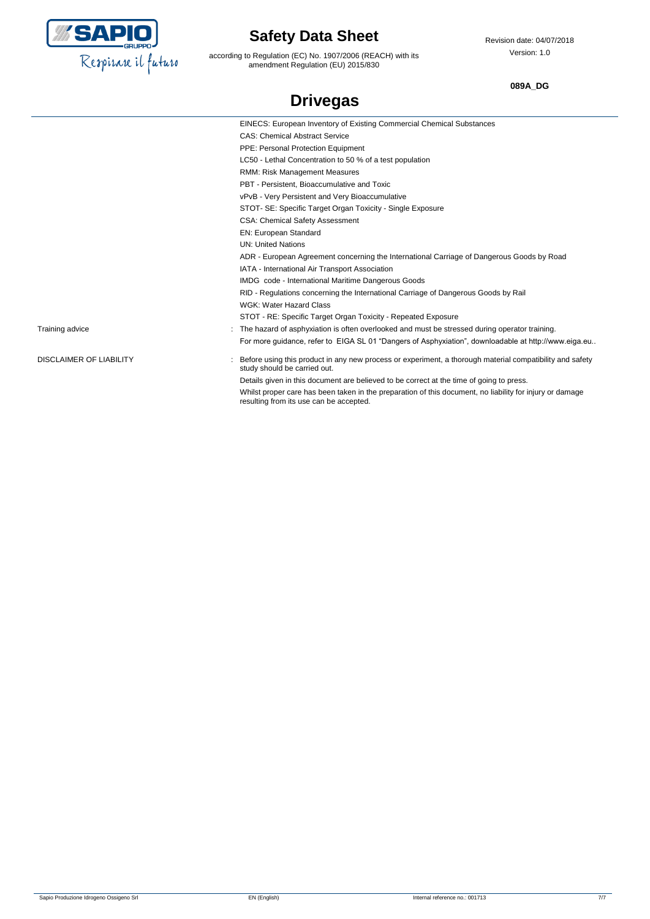EINECS: European Inventory of Existing Commercial Chemical Substances

CAS: Chemical Abstract Service

PPE: Personal Protection Equipment

LC50 - Lethal Concentration to 50 % of a test population

RMM: Risk Management Measures

PBT - Persistent, Bioaccumulative and Toxic

vPvB - Very Persistent and Very Bioaccumulative

STOT- SE: Specific Target Organ Toxicity - Single Exposure

CSA: Chemical Safety Assessment

EN: European Standard

UN: United Nations

ADR - European Agreement concerning the International Carriage of Dangerous Goods by Road

IATA - International Air Transport Association

IMDG code - International Maritime Dangerous Goods

RID - Regulations concerning the International Carriage of Dangerous Goods by Rail

WGK: Water Hazard Class

STOT - RE: Specific Target Organ Toxicity - Repeated Exposure

Training advice : The hazard of asphyxiation is often overlooked and must be stressed during operator training.

For more guidance, refer to EIGA SL 01 "Dangers of Asphyxiation", downloadable at http://www.eiga.eu..

DISCLAIMER OF LIABILITY : Before using this product in any new process or experiment, a thorough material compatibility and safety study should be carried out.

Details given in this document are believed to be correct at the time of going to press.

Whilst proper care has been taken in the preparation of this document, no liability for injury or damage resulting from its use can be accepted.